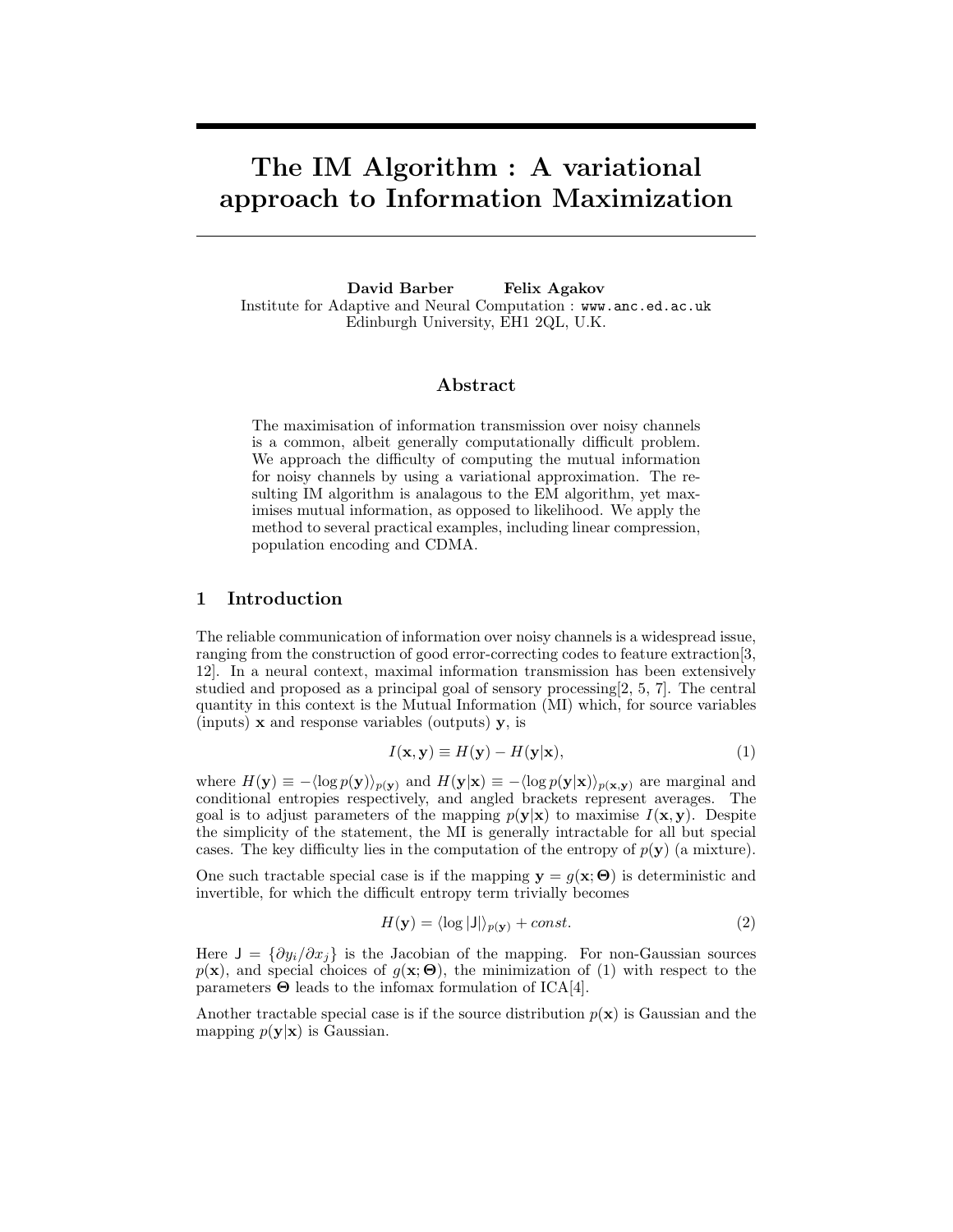# The IM Algorithm : A variational approach to Information Maximization

**David Barber** **Felix Agakov**
Institute for Adaptive and Neural Computation : www.anc.ed.ac.uk
Edinburgh University, EH1 2QL, U.K.

## Abstract

The maximisation of information transmission over noisy channels is a common, albeit generally computationally difficult problem. We approach the difficulty of computing the mutual information for noisy channels by using a variational approximation. The resulting IM algorithm is analagous to the EM algorithm, yet maximises mutual information, as opposed to likelihood. We apply the method to several practical examples, including linear compression, population encoding and CDMA.

## 1 Introduction

The reliable communication of information over noisy channels is a widespread issue, ranging from the construction of good error-correcting codes to feature extraction[3, 12]. In a neural context, maximal information transmission has been extensively studied and proposed as a principal goal of sensory processing[2, 5, 7]. The central quantity in this context is the Mutual Information (MI) which, for source variables (inputs) $\mathbf{x}$ and response variables (outputs) $\mathbf{y}$, is

$$I(\mathbf{x}, \mathbf{y}) \equiv H(\mathbf{y}) - H(\mathbf{y}|\mathbf{x}), \tag{1}$$

where $H(\mathbf{y}) \equiv -\langle \log p(\mathbf{y}) \rangle_{p(\mathbf{y})}$ and $H(\mathbf{y}|\mathbf{x}) \equiv -\langle \log p(\mathbf{y}|\mathbf{x}) \rangle_{p(\mathbf{x},\mathbf{y})}$ are marginal and conditional entropies respectively, and angled brackets represent averages. The goal is to adjust parameters of the mapping $p(\mathbf{y}|\mathbf{x})$ to maximise $I(\mathbf{x}, \mathbf{y})$. Despite the simplicity of the statement, the MI is generally intractable for all but special cases. The key difficulty lies in the computation of the entropy of $p(\mathbf{y})$ (a mixture).

One such tractable special case is if the mapping $\mathbf{y} = g(\mathbf{x}; \mathbf{\Theta})$ is deterministic and invertible, for which the difficult entropy term trivially becomes

$$H(\mathbf{y}) = \langle \log |\mathsf{J}| \rangle_{p(\mathbf{y})} + const. \tag{2}$$

Here $\mathsf{J} = \{\partial y_i / \partial x_j\}$ is the Jacobian of the mapping. For non-Gaussian sources $p(\mathbf{x})$, and special choices of $g(\mathbf{x}; \mathbf{\Theta})$, the minimization of (1) with respect to the parameters $\mathbf{\Theta}$ leads to the infomax formulation of ICA[4].

Another tractable special case is if the source distribution $p(\mathbf{x})$ is Gaussian and the mapping $p(\mathbf{y}|\mathbf{x})$ is Gaussian.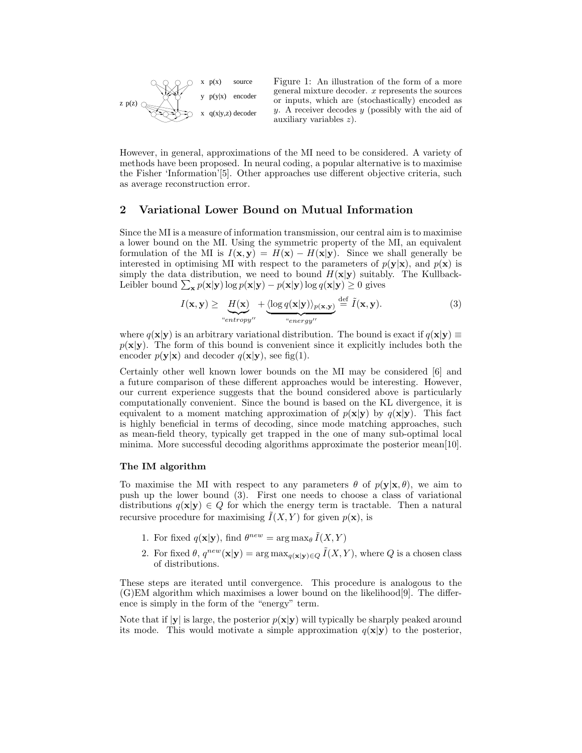Figure 1: An illustration of the form of a more general mixture decoder. $x$ represents the sources or inputs, which are (stochastically) encoded as $y$. A receiver decodes $y$ (possibly with the aid of auxiliary variables $z$).

However, in general, approximations of the MI need to be considered. A variety of methods have been proposed. In neural coding, a popular alternative is to maximise the Fisher 'Information'[5]. Other approaches use different objective criteria, such as average reconstruction error.

## 2 Variational Lower Bound on Mutual Information

Since the MI is a measure of information transmission, our central aim is to maximise a lower bound on the MI. Using the symmetric property of the MI, an equivalent formulation of the MI is $I(\mathbf{x}, \mathbf{y}) = H(\mathbf{x}) - H(\mathbf{x}|\mathbf{y})$. Since we shall generally be interested in optimising MI with respect to the parameters of $p(\mathbf{y}|\mathbf{x})$, and $p(\mathbf{x})$ is simply the data distribution, we need to bound $H(\mathbf{x}|\mathbf{y})$ suitably. The Kullback-Leibler bound $\sum_{\mathbf{x}} p(\mathbf{x}|\mathbf{y}) \log p(\mathbf{x}|\mathbf{y}) - p(\mathbf{x}|\mathbf{y}) \log q(\mathbf{x}|\mathbf{y}) \geq 0$ gives

$$I(\mathbf{x}, \mathbf{y}) \geq \underbrace{H(\mathbf{x})}_{\text{“}entropy\text{''}} + \underbrace{\langle \log q(\mathbf{x}|\mathbf{y}) \rangle_{p(\mathbf{x},\mathbf{y})}}_{\text{“}energy\text{''}} \stackrel{\text{def}}{=} \tilde{I}(\mathbf{x}, \mathbf{y}). \tag{3}$$

where $q(\mathbf{x}|\mathbf{y})$ is an arbitrary variational distribution. The bound is exact if $q(\mathbf{x}|\mathbf{y}) \equiv p(\mathbf{x}|\mathbf{y})$. The form of this bound is convenient since it explicitly includes both the encoder $p(\mathbf{y}|\mathbf{x})$ and decoder $q(\mathbf{x}|\mathbf{y})$, see fig(1).

Certainly other well known lower bounds on the MI may be considered [6] and a future comparison of these different approaches would be interesting. However, our current experience suggests that the bound considered above is particularly computationally convenient. Since the bound is based on the KL divergence, it is equivalent to a moment matching approximation of $p(\mathbf{x}|\mathbf{y})$ by $q(\mathbf{x}|\mathbf{y})$. This fact is highly beneficial in terms of decoding, since mode matching approaches, such as mean-field theory, typically get trapped in the one of many sub-optimal local minima. More successful decoding algorithms approximate the posterior mean[10].

### The IM algorithm

To maximise the MI with respect to any parameters $\theta$ of $p(\mathbf{y}|\mathbf{x}, \theta)$, we aim to push up the lower bound (3). First one needs to choose a class of variational distributions $q(\mathbf{x}|\mathbf{y}) \in Q$ for which the energy term is tractable. Then a natural recursive procedure for maximising $\tilde{I}(X, Y)$ for given $p(\mathbf{x})$, is

1. For fixed $q(\mathbf{x}|\mathbf{y})$, find $\theta^{new} = \arg\max_{\theta} \tilde{I}(X, Y)$
2. For fixed $\theta$, $q^{new}(\mathbf{x}|\mathbf{y}) = \arg\max_{q(\mathbf{x}|\mathbf{y}) \in Q} \tilde{I}(X, Y)$, where $Q$ is a chosen class of distributions.

These steps are iterated until convergence. This procedure is analogous to the (G)EM algorithm which maximises a lower bound on the likelihood[9]. The difference is simply in the form of the "energy" term.

Note that if $|\mathbf{y}|$ is large, the posterior $p(\mathbf{x}|\mathbf{y})$ will typically be sharply peaked around its mode. This would motivate a simple approximation $q(\mathbf{x}|\mathbf{y})$ to the posterior,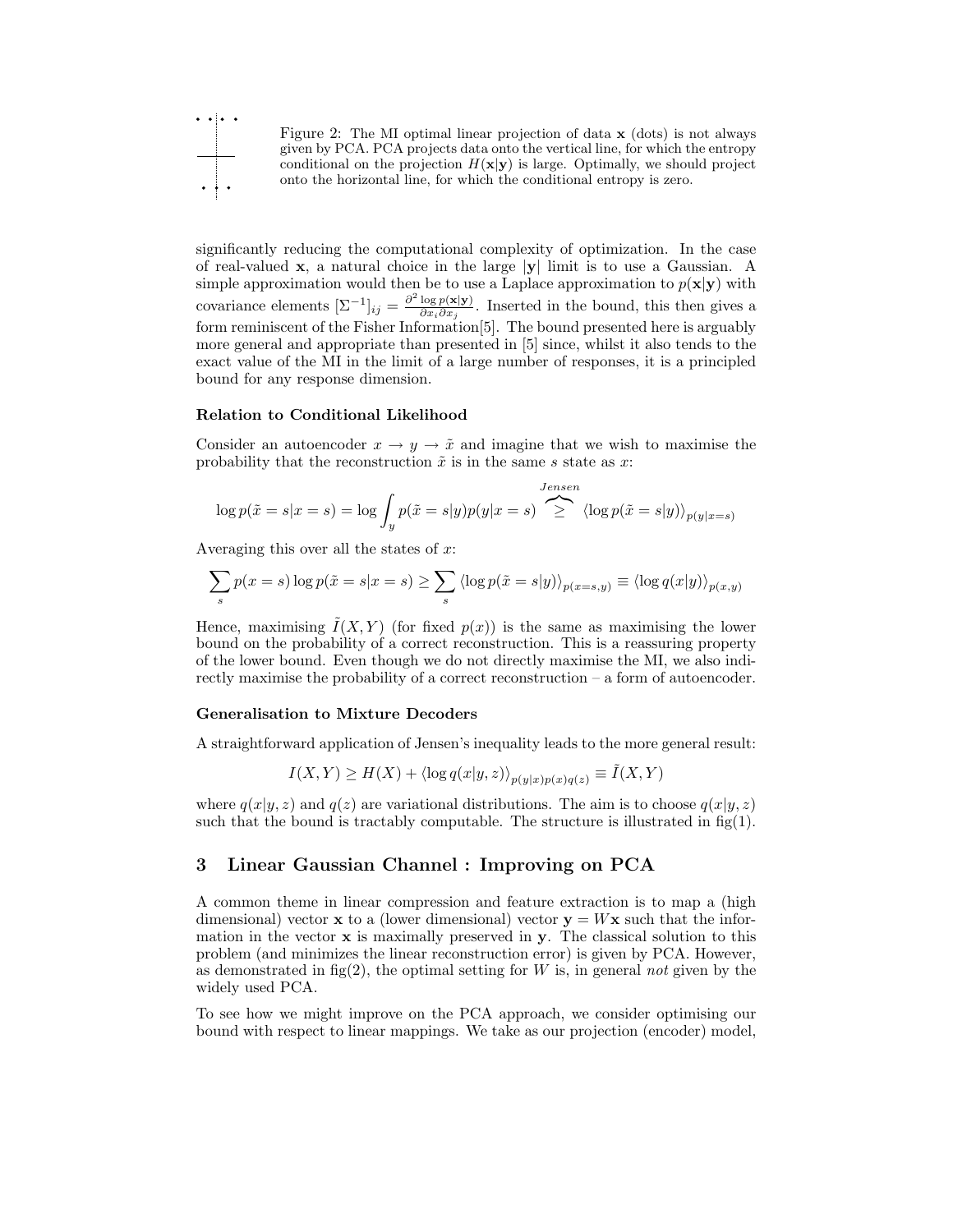Figure 2: The MI optimal linear projection of data $\mathbf{x}$ (dots) is not always given by PCA. PCA projects data onto the vertical line, for which the entropy conditional on the projection $H(\mathbf{x}|\mathbf{y})$ is large. Optimally, we should project onto the horizontal line, for which the conditional entropy is zero.

significantly reducing the computational complexity of optimization. In the case of real-valued $\mathbf{x}$, a natural choice in the large $|\mathbf{y}|$ limit is to use a Gaussian. A simple approximation would then be to use a Laplace approximation to $p(\mathbf{x}|\mathbf{y})$ with covariance elements $[\Sigma^{-1}]_{ij} = \frac{\partial^2 \log p(\mathbf{x}|\mathbf{y})}{\partial x_i \partial x_j}$. Inserted in the bound, this then gives a form reminiscent of the Fisher Information[5]. The bound presented here is arguably more general and appropriate than presented in [5] since, whilst it also tends to the exact value of the MI in the limit of a large number of responses, it is a principled bound for any response dimension.

**Relation to Conditional Likelihood**

Consider an autoencoder $x \to y \to \tilde{x}$ and imagine that we wish to maximise the probability that the reconstruction $\tilde{x}$ is in the same $s$ state as $x$:

$$\log p(\tilde{x} = s|x = s) = \log \int_y p(\tilde{x} = s|y) p(y|x = s) \overbrace{\geq}^{Jensen} \langle \log p(\tilde{x} = s|y) \rangle_{p(y|x=s)}$$

Averaging this over all the states of $x$:

$$\sum_s p(x = s) \log p(\tilde{x} = s|x = s) \geq \sum_s \langle \log p(\tilde{x} = s|y) \rangle_{p(x=s,y)} \equiv \langle \log q(x|y) \rangle_{p(x,y)}$$

Hence, maximising $\tilde{I}(X, Y)$ (for fixed $p(x)$) is the same as maximising the lower bound on the probability of a correct reconstruction. This is a reassuring property of the lower bound. Even though we do not directly maximise the MI, we also indirectly maximise the probability of a correct reconstruction – a form of autoencoder.

**Generalisation to Mixture Decoders**

A straightforward application of Jensen's inequality leads to the more general result:

$$I(X, Y) \geq H(X) + \langle \log q(x|y, z) \rangle_{p(y|x)p(x)q(z)} \equiv \tilde{I}(X, Y)$$

where $q(x|y, z)$ and $q(z)$ are variational distributions. The aim is to choose $q(x|y, z)$ such that the bound is tractably computable. The structure is illustrated in fig(1).

## 3 Linear Gaussian Channel : Improving on PCA

A common theme in linear compression and feature extraction is to map a (high dimensional) vector $\mathbf{x}$ to a (lower dimensional) vector $\mathbf{y} = W\mathbf{x}$ such that the information in the vector $\mathbf{x}$ is maximally preserved in $\mathbf{y}$. The classical solution to this problem (and minimizes the linear reconstruction error) is given by PCA. However, as demonstrated in fig(2), the optimal setting for $W$ is, in general *not* given by the widely used PCA.

To see how we might improve on the PCA approach, we consider optimising our bound with respect to linear mappings. We take as our projection (encoder) model,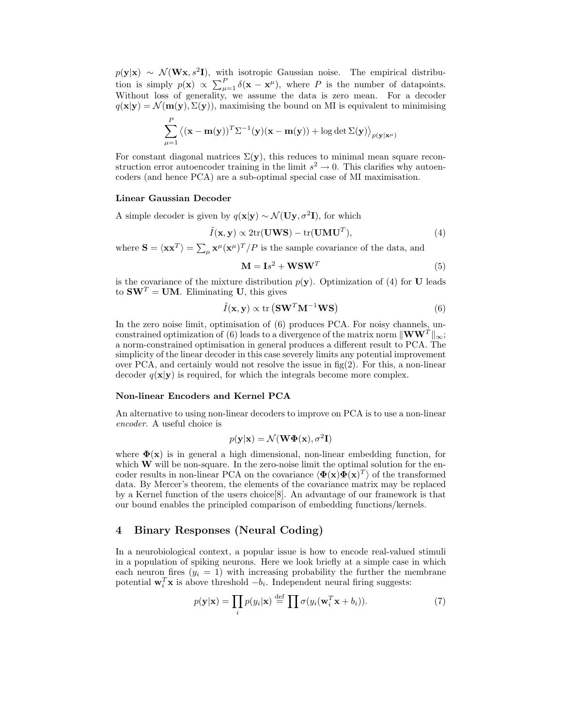$p(\mathbf{y}|\mathbf{x}) \sim \mathcal{N}(\mathbf{W}\mathbf{x}, s^2\mathbf{I})$, with isotropic Gaussian noise. The empirical distribution is simply $p(\mathbf{x}) \propto \sum_{\mu=1}^{P} \delta(\mathbf{x} - \mathbf{x}^\mu)$, where $P$ is the number of datapoints. Without loss of generality, we assume the data is zero mean. For a decoder $q(\mathbf{x}|\mathbf{y}) = \mathcal{N}(\mathbf{m}(\mathbf{y}), \Sigma(\mathbf{y}))$, maximising the bound on MI is equivalent to minimising

$$\sum_{\mu=1}^{P} \left\langle (\mathbf{x} - \mathbf{m}(\mathbf{y}))^T \Sigma^{-1}(\mathbf{y})(\mathbf{x} - \mathbf{m}(\mathbf{y})) + \log \det \Sigma(\mathbf{y}) \right\rangle_{p(\mathbf{y}|\mathbf{x}^\mu)}$$

For constant diagonal matrices $\Sigma(\mathbf{y})$, this reduces to minimal mean square reconstruction error autoencoder training in the limit $s^2 \to 0$. This clarifies why autoencoders (and hence PCA) are a sub-optimal special case of MI maximisation.

**Linear Gaussian Decoder**

A simple decoder is given by $q(\mathbf{x}|\mathbf{y}) \sim \mathcal{N}(\mathbf{U}\mathbf{y}, \sigma^2\mathbf{I})$, for which

$$\tilde{I}(\mathbf{x}, \mathbf{y}) \propto 2\text{tr}(\mathbf{U}\mathbf{W}\mathbf{S}) - \text{tr}(\mathbf{U}\mathbf{M}\mathbf{U}^T), \tag{4}$$

where $\mathbf{S} = \langle \mathbf{x}\mathbf{x}^T \rangle = \sum_\mu \mathbf{x}^\mu (\mathbf{x}^\mu)^T / P$ is the sample covariance of the data, and

$$\mathbf{M} = \mathbf{I}s^2 + \mathbf{W}\mathbf{S}\mathbf{W}^T \tag{5}$$

is the covariance of the mixture distribution $p(\mathbf{y})$. Optimization of (4) for $\mathbf{U}$ leads to $\mathbf{S}\mathbf{W}^T = \mathbf{U}\mathbf{M}$. Eliminating $\mathbf{U}$, this gives

$$\tilde{I}(\mathbf{x}, \mathbf{y}) \propto \text{tr}\left(\mathbf{S}\mathbf{W}^T\mathbf{M}^{-1}\mathbf{W}\mathbf{S}\right) \tag{6}$$

In the zero noise limit, optimisation of (6) produces PCA. For noisy channels, unconstrained optimization of (6) leads to a divergence of the matrix norm $\|\mathbf{W}\mathbf{W}^T\|_\infty$; a norm-constrained optimisation in general produces a different result to PCA. The simplicity of the linear decoder in this case severely limits any potential improvement over PCA, and certainly would not resolve the issue in fig(2). For this, a non-linear decoder $q(\mathbf{x}|\mathbf{y})$ is required, for which the integrals become more complex.

**Non-linear Encoders and Kernel PCA**

An alternative to using non-linear decoders to improve on PCA is to use a non-linear *encoder*. A useful choice is

$$p(\mathbf{y}|\mathbf{x}) = \mathcal{N}(\mathbf{W}\mathbf{\Phi}(\mathbf{x}), \sigma^2\mathbf{I})$$

where $\mathbf{\Phi}(\mathbf{x})$ is in general a high dimensional, non-linear embedding function, for which $\mathbf{W}$ will be non-square. In the zero-noise limit the optimal solution for the encoder results in non-linear PCA on the covariance $\langle \mathbf{\Phi}(\mathbf{x})\mathbf{\Phi}(\mathbf{x})^T \rangle$ of the transformed data. By Mercer's theorem, the elements of the covariance matrix may be replaced by a Kernel function of the users choice[8]. An advantage of our framework is that our bound enables the principled comparison of embedding functions/kernels.

## 4 Binary Responses (Neural Coding)

In a neurobiological context, a popular issue is how to encode real-valued stimuli in a population of spiking neurons. Here we look briefly at a simple case in which each neuron fires ($y_i = 1$) with increasing probability the further the membrane potential $\mathbf{w}_i^T\mathbf{x}$ is above threshold $-b_i$. Independent neural firing suggests:

$$p(\mathbf{y}|\mathbf{x}) = \prod_i p(y_i|\mathbf{x}) \stackrel{\text{def}}{=} \prod \sigma(y_i(\mathbf{w}_i^T\mathbf{x} + b_i)). \tag{7}$$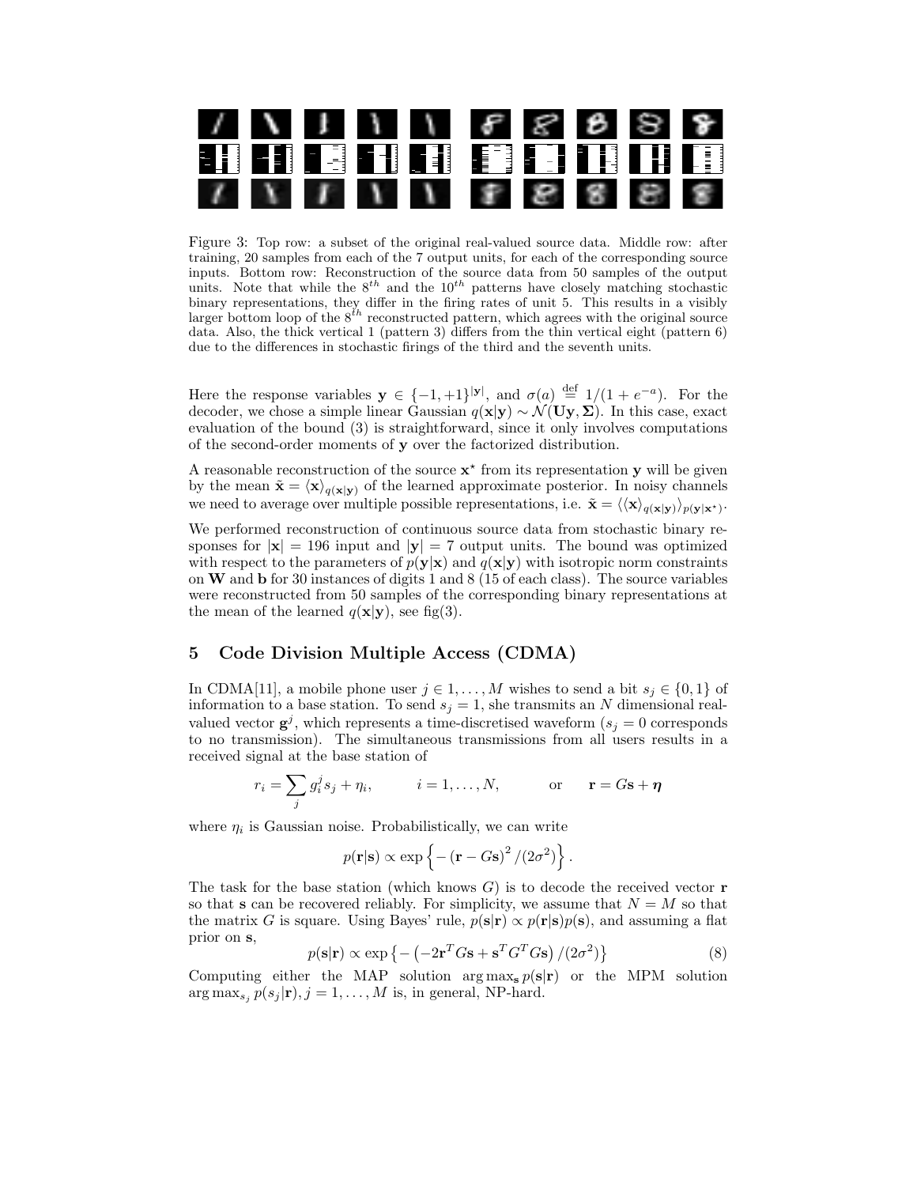Figure 3: Top row: a subset of the original real-valued source data. Middle row: after training, 20 samples from each of the 7 output units, for each of the corresponding source inputs. Bottom row: Reconstruction of the source data from 50 samples of the output units. Note that while the $8^{th}$ and the $10^{th}$ patterns have closely matching stochastic binary representations, they differ in the firing rates of unit 5. This results in a visibly larger bottom loop of the $8^{th}$ reconstructed pattern, which agrees with the original source data. Also, the thick vertical 1 (pattern 3) differs from the thin vertical eight (pattern 6) due to the differences in stochastic firings of the third and the seventh units.

Here the response variables $\mathbf{y} \in \{-1, +1\}^{|\mathbf{y}|}$, and $\sigma(a) \stackrel{\text{def}}{=} 1/(1 + e^{-a})$. For the decoder, we chose a simple linear Gaussian $q(\mathbf{x}|\mathbf{y}) \sim \mathcal{N}(\mathbf{U}\mathbf{y}, \mathbf{\Sigma})$. In this case, exact evaluation of the bound (3) is straightforward, since it only involves computations of the second-order moments of $\mathbf{y}$ over the factorized distribution.

A reasonable reconstruction of the source $\mathbf{x}^\star$ from its representation $\mathbf{y}$ will be given by the mean $\tilde{\mathbf{x}} = \langle \mathbf{x} \rangle_{q(\mathbf{x}|\mathbf{y})}$ of the learned approximate posterior. In noisy channels we need to average over multiple possible representations, i.e. $\tilde{\mathbf{x}} = \langle \langle \mathbf{x} \rangle_{q(\mathbf{x}|\mathbf{y})} \rangle_{p(\mathbf{y}|\mathbf{x}^\star)}$.

We performed reconstruction of continuous source data from stochastic binary responses for $|\mathbf{x}| = 196$ input and $|\mathbf{y}| = 7$ output units. The bound was optimized with respect to the parameters of $p(\mathbf{y}|\mathbf{x})$ and $q(\mathbf{x}|\mathbf{y})$ with isotropic norm constraints on $\mathbf{W}$ and $\mathbf{b}$ for 30 instances of digits 1 and 8 (15 of each class). The source variables were reconstructed from 50 samples of the corresponding binary representations at the mean of the learned $q(\mathbf{x}|\mathbf{y})$, see fig(3).

## 5 Code Division Multiple Access (CDMA)

In CDMA[11], a mobile phone user $j \in 1, \ldots, M$ wishes to send a bit $s_j \in \{0, 1\}$ of information to a base station. To send $s_j = 1$, she transmits an $N$ dimensional real-valued vector $\mathbf{g}^j$, which represents a time-discretised waveform ($s_j = 0$ corresponds to no transmission). The simultaneous transmissions from all users results in a received signal at the base station of

$$r_i = \sum_j g_i^j s_j + \eta_i, \qquad i = 1, \ldots, N, \qquad \text{or} \qquad \mathbf{r} = G\mathbf{s} + \boldsymbol{\eta}$$

where $\eta_i$ is Gaussian noise. Probabilistically, we can write

$$p(\mathbf{r}|\mathbf{s}) \propto \exp\left\{ -\left(\mathbf{r} - G\mathbf{s}\right)^2 / (2\sigma^2) \right\}.$$

The task for the base station (which knows $G$) is to decode the received vector $\mathbf{r}$ so that $\mathbf{s}$ can be recovered reliably. For simplicity, we assume that $N = M$ so that the matrix $G$ is square. Using Bayes' rule, $p(\mathbf{s}|\mathbf{r}) \propto p(\mathbf{r}|\mathbf{s})p(\mathbf{s})$, and assuming a flat prior on $\mathbf{s}$,

$$p(\mathbf{s}|\mathbf{r}) \propto \exp\left\{ -\left(-2\mathbf{r}^T G\mathbf{s} + \mathbf{s}^T G^T G\mathbf{s}\right) / (2\sigma^2) \right\} \tag{8}$$

Computing either the MAP solution $\arg\max_{\mathbf{s}} p(\mathbf{s}|\mathbf{r})$ or the MPM solution $\arg\max_{s_j} p(s_j|\mathbf{r}), j = 1, \ldots, M$ is, in general, NP-hard.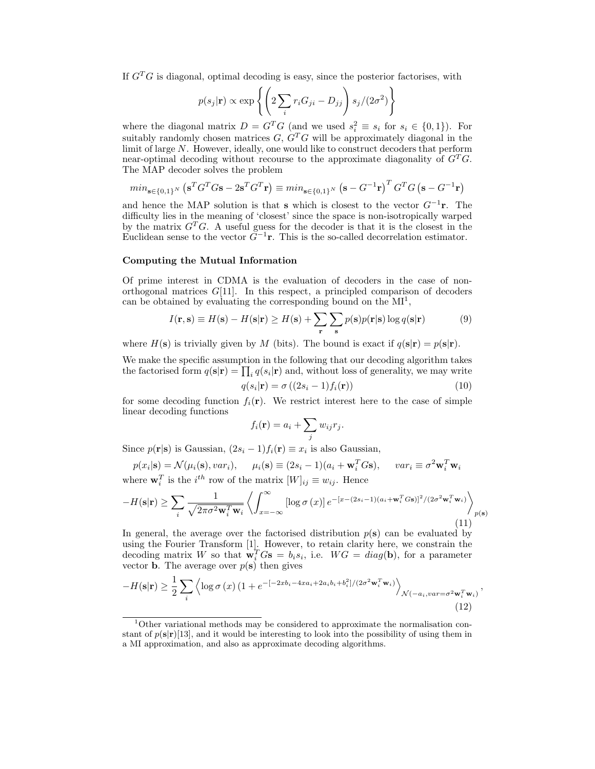If $G^TG$ is diagonal, optimal decoding is easy, since the posterior factorises, with

$$p(s_j|\mathbf{r}) \propto \exp\left\{\left(2\sum_i r_i G_{ji} - D_{jj}\right) s_j/(2\sigma^2)\right\}$$

where the diagonal matrix $D = G^TG$ (and we used $s_i^2 \equiv s_i$ for $s_i \in \{0,1\}$). For suitably randomly chosen matrices $G$, $G^TG$ will be approximately diagonal in the limit of large $N$. However, ideally, one would like to construct decoders that perform near-optimal decoding without recourse to the approximate diagonality of $G^TG$. The MAP decoder solves the problem

$$min_{\mathbf{s}\in\{0,1\}^N}\left(\mathbf{s}^TG^TG\mathbf{s} - 2\mathbf{s}^TG^T\mathbf{r}\right) \equiv min_{\mathbf{s}\in\{0,1\}^N}\left(\mathbf{s} - G^{-1}\mathbf{r}\right)^T G^TG\left(\mathbf{s} - G^{-1}\mathbf{r}\right)$$

and hence the MAP solution is that $\mathbf{s}$ which is closest to the vector $G^{-1}\mathbf{r}$. The difficulty lies in the meaning of 'closest' since the space is non-isotropically warped by the matrix $G^TG$. A useful guess for the decoder is that it is the closest in the Euclidean sense to the vector $G^{-1}\mathbf{r}$. This is the so-called decorrelation estimator.

**Computing the Mutual Information**

Of prime interest in CDMA is the evaluation of decoders in the case of non-orthogonal matrices $G$[11]. In this respect, a principled comparison of decoders can be obtained by evaluating the corresponding bound on the MI[1],

$$I(\mathbf{r},\mathbf{s}) \equiv H(\mathbf{s}) - H(\mathbf{s}|\mathbf{r}) \geq H(\mathbf{s}) + \sum_{\mathbf{r}}\sum_{\mathbf{s}} p(\mathbf{s})p(\mathbf{r}|\mathbf{s})\log q(\mathbf{s}|\mathbf{r}) \tag{9}$$

where $H(\mathbf{s})$ is trivially given by $M$ (bits). The bound is exact if $q(\mathbf{s}|\mathbf{r}) = p(\mathbf{s}|\mathbf{r})$.

We make the specific assumption in the following that our decoding algorithm takes the factorised form $q(\mathbf{s}|\mathbf{r}) = \prod_i q(s_i|\mathbf{r})$ and, without loss of generality, we may write

$$q(s_i|\mathbf{r}) = \sigma\left((2s_i - 1)f_i(\mathbf{r})\right) \tag{10}$$

for some decoding function $f_i(\mathbf{r})$. We restrict interest here to the case of simple linear decoding functions

$$f_i(\mathbf{r}) = a_i + \sum_j w_{ij}r_j.$$

Since $p(\mathbf{r}|\mathbf{s})$ is Gaussian, $(2s_i - 1)f_i(\mathbf{r}) \equiv x_i$ is also Gaussian,

$$p(x_i|\mathbf{s}) = \mathcal{N}(\mu_i(\mathbf{s}), var_i), \qquad \mu_i(\mathbf{s}) \equiv (2s_i - 1)(a_i + \mathbf{w}_i^TG\mathbf{s}), \qquad var_i \equiv \sigma^2\mathbf{w}_i^T\mathbf{w}_i$$

where $\mathbf{w}_i^T$ is the $i^{th}$ row of the matrix $[W]_{ij} \equiv w_{ij}$. Hence

$$-H(\mathbf{s}|\mathbf{r}) \geq \sum_i \frac{1}{\sqrt{2\pi\sigma^2\mathbf{w}_i^T\mathbf{w}_i}}\left\langle \int_{x=-\infty}^{\infty}\left[\log\sigma(x)\right] e^{-[x-(2s_i-1)(a_i+\mathbf{w}_i^TG\mathbf{s})]^2/(2\sigma^2\mathbf{w}_i^T\mathbf{w}_i)}\right\rangle_{p(\mathbf{s})} \tag{11}$$

In general, the average over the factorised distribution $p(\mathbf{s})$ can be evaluated by using the Fourier Transform [1]. However, to retain clarity here, we constrain the decoding matrix $W$ so that $\mathbf{w}_i^TG\mathbf{s} = b_is_i$, i.e. $WG = diag(\mathbf{b})$, for a parameter vector $\mathbf{b}$. The average over $p(\mathbf{s})$ then gives

$$-H(\mathbf{s}|\mathbf{r}) \geq \frac{1}{2}\sum_i\left\langle \log\sigma(x)\left(1 + e^{-[-2xb_i - 4xa_i + 2a_ib_i + b_i^2]/(2\sigma^2\mathbf{w}_i^T\mathbf{w}_i)}\right)\right\rangle_{\mathcal{N}(-a_i, var=\sigma^2\mathbf{w}_i^T\mathbf{w}_i)}, \tag{12}$$

---

[1] Other variational methods may be considered to approximate the normalisation constant of $p(\mathbf{s}|\mathbf{r})$[13], and it would be interesting to look into the possibility of using them in a MI approximation, and also as approximate decoding algorithms.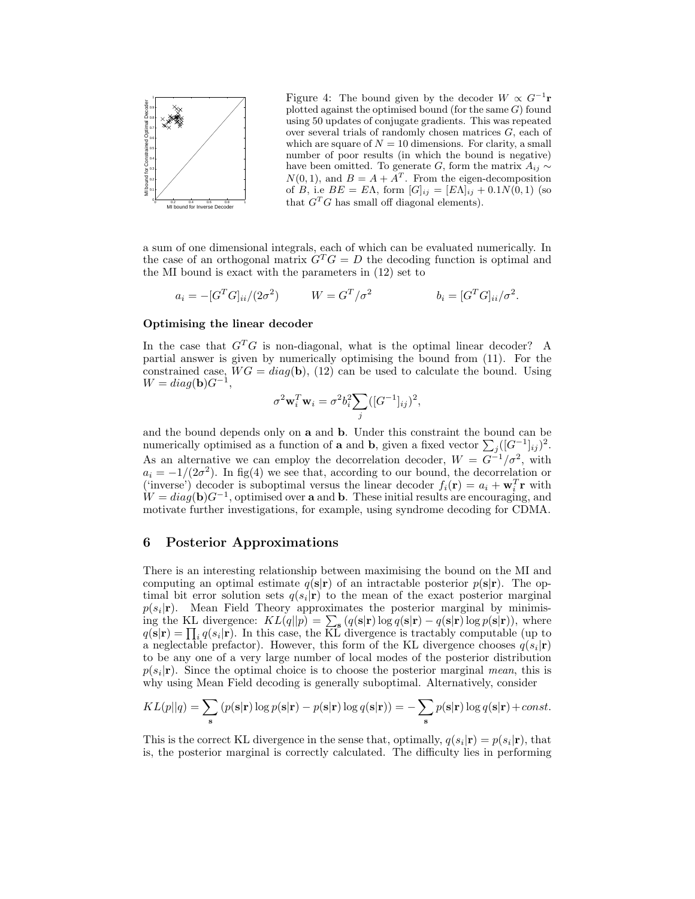Figure 4: The bound given by the decoder $W \propto G^{-1}\mathbf{r}$ plotted against the optimised bound (for the same $G$) found using 50 updates of conjugate gradients. This was repeated over several trials of randomly chosen matrices $G$, each of which are square of $N = 10$ dimensions. For clarity, a small number of poor results (in which the bound is negative) have been omitted. To generate $G$, form the matrix $A_{ij} \sim N(0, 1)$, and $B = A + A^T$. From the eigen-decomposition of $B$, i.e $BE = E\Lambda$, form $[G]_{ij} = [E\Lambda]_{ij} + 0.1N(0, 1)$ (so that $G^TG$ has small off diagonal elements).

a sum of one dimensional integrals, each of which can be evaluated numerically. In the case of an orthogonal matrix $G^TG = D$ the decoding function is optimal and the MI bound is exact with the parameters in (12) set to

$$a_i = -[G^TG]_{ii}/(2\sigma^2) \qquad W = G^T/\sigma^2 \qquad b_i = [G^TG]_{ii}/\sigma^2.$$

**Optimising the linear decoder**

In the case that $G^TG$ is non-diagonal, what is the optimal linear decoder? A partial answer is given by numerically optimising the bound from (11). For the constrained case, $WG = diag(\mathbf{b})$, (12) can be used to calculate the bound. Using $W = diag(\mathbf{b})G^{-1}$,

$$\sigma^2 \mathbf{w}_i^T \mathbf{w}_i = \sigma^2 b_i^2 \sum_j ([G^{-1}]_{ij})^2,$$

and the bound depends only on $\mathbf{a}$ and $\mathbf{b}$. Under this constraint the bound can be numerically optimised as a function of $\mathbf{a}$ and $\mathbf{b}$, given a fixed vector $\sum_j ([G^{-1}]_{ij})^2$. As an alternative we can employ the decorrelation decoder, $W = G^{-1}/\sigma^2$, with $a_i = -1/(2\sigma^2)$. In fig(4) we see that, according to our bound, the decorrelation or ('inverse') decoder is suboptimal versus the linear decoder $f_i(\mathbf{r}) = a_i + \mathbf{w}_i^T \mathbf{r}$ with $W = diag(\mathbf{b})G^{-1}$, optimised over $\mathbf{a}$ and $\mathbf{b}$. These initial results are encouraging, and motivate further investigations, for example, using syndrome decoding for CDMA.

## 6 Posterior Approximations

There is an interesting relationship between maximising the bound on the MI and computing an optimal estimate $q(\mathbf{s}|\mathbf{r})$ of an intractable posterior $p(\mathbf{s}|\mathbf{r})$. The optimal bit error solution sets $q(s_i|\mathbf{r})$ to the mean of the exact posterior marginal $p(s_i|\mathbf{r})$. Mean Field Theory approximates the posterior marginal by minimising the KL divergence: $KL(q||p) = \sum_{\mathbf{s}} (q(\mathbf{s}|\mathbf{r}) \log q(\mathbf{s}|\mathbf{r}) - q(\mathbf{s}|\mathbf{r}) \log p(\mathbf{s}|\mathbf{r}))$, where $q(\mathbf{s}|\mathbf{r}) = \prod_i q(s_i|\mathbf{r})$. In this case, the KL divergence is tractably computable (up to a neglectable prefactor). However, this form of the KL divergence chooses $q(s_i|\mathbf{r})$ to be any one of a very large number of local modes of the posterior distribution $p(s_i|\mathbf{r})$. Since the optimal choice is to choose the posterior marginal *mean*, this is why using Mean Field decoding is generally suboptimal. Alternatively, consider

$$KL(p||q) = \sum_{\mathbf{s}} (p(\mathbf{s}|\mathbf{r}) \log p(\mathbf{s}|\mathbf{r}) - p(\mathbf{s}|\mathbf{r}) \log q(\mathbf{s}|\mathbf{r})) = -\sum_{\mathbf{s}} p(\mathbf{s}|\mathbf{r}) \log q(\mathbf{s}|\mathbf{r}) + const.$$

This is the correct KL divergence in the sense that, optimally, $q(s_i|\mathbf{r}) = p(s_i|\mathbf{r})$, that is, the posterior marginal is correctly calculated. The difficulty lies in performing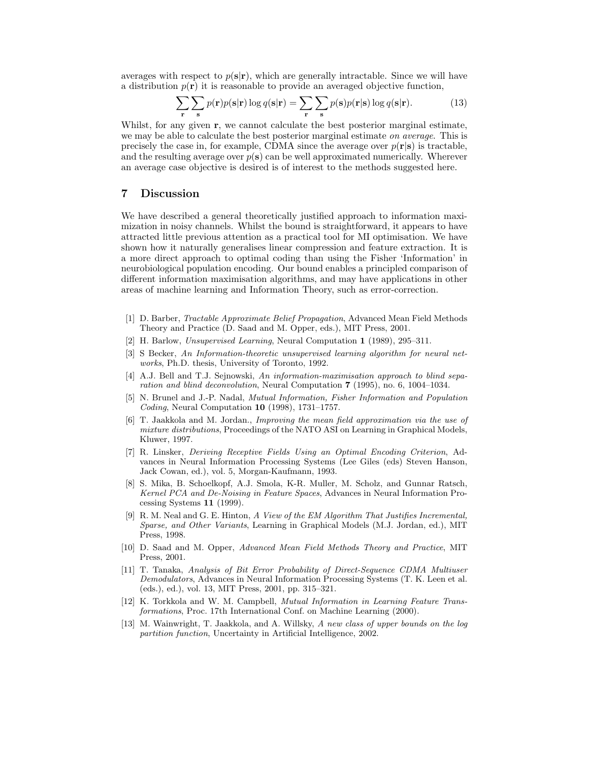averages with respect to $p(\mathbf{s}|\mathbf{r})$, which are generally intractable. Since we will have a distribution $p(\mathbf{r})$ it is reasonable to provide an averaged objective function,

$$\sum_{\mathbf{r}} \sum_{\mathbf{s}} p(\mathbf{r}) p(\mathbf{s}|\mathbf{r}) \log q(\mathbf{s}|\mathbf{r}) = \sum_{\mathbf{r}} \sum_{\mathbf{s}} p(\mathbf{s}) p(\mathbf{r}|\mathbf{s}) \log q(\mathbf{s}|\mathbf{r}). \tag{13}$$

Whilst, for any given $\mathbf{r}$, we cannot calculate the best posterior marginal estimate, we may be able to calculate the best posterior marginal estimate *on average*. This is precisely the case in, for example, CDMA since the average over $p(\mathbf{r}|\mathbf{s})$ is tractable, and the resulting average over $p(\mathbf{s})$ can be well approximated numerically. Wherever an average case objective is desired is of interest to the methods suggested here.

## 7 Discussion

We have described a general theoretically justified approach to information maximization in noisy channels. Whilst the bound is straightforward, it appears to have attracted little previous attention as a practical tool for MI optimisation. We have shown how it naturally generalises linear compression and feature extraction. It is a more direct approach to optimal coding than using the Fisher 'Information' in neurobiological population encoding. Our bound enables a principled comparison of different information maximisation algorithms, and may have applications in other areas of machine learning and Information Theory, such as error-correction.

[1] D. Barber, *Tractable Approximate Belief Propagation*, Advanced Mean Field Methods Theory and Practice (D. Saad and M. Opper, eds.), MIT Press, 2001.

[2] H. Barlow, *Unsupervised Learning*, Neural Computation **1** (1989), 295–311.

[3] S Becker, *An Information-theoretic unsupervised learning algorithm for neural networks*, Ph.D. thesis, University of Toronto, 1992.

[4] A.J. Bell and T.J. Sejnowski, *An information-maximisation approach to blind separation and blind deconvolution*, Neural Computation **7** (1995), no. 6, 1004–1034.

[5] N. Brunel and J.-P. Nadal, *Mutual Information, Fisher Information and Population Coding*, Neural Computation **10** (1998), 1731–1757.

[6] T. Jaakkola and M. Jordan., *Improving the mean field approximation via the use of mixture distributions*, Proceedings of the NATO ASI on Learning in Graphical Models, Kluwer, 1997.

[7] R. Linsker, *Deriving Receptive Fields Using an Optimal Encoding Criterion*, Advances in Neural Information Processing Systems (Lee Giles (eds) Steven Hanson, Jack Cowan, ed.), vol. 5, Morgan-Kaufmann, 1993.

[8] S. Mika, B. Schoelkopf, A.J. Smola, K-R. Muller, M. Scholz, and Gunnar Ratsch, *Kernel PCA and De-Noising in Feature Spaces*, Advances in Neural Information Processing Systems **11** (1999).

[9] R. M. Neal and G. E. Hinton, *A View of the EM Algorithm That Justifies Incremental, Sparse, and Other Variants*, Learning in Graphical Models (M.J. Jordan, ed.), MIT Press, 1998.

[10] D. Saad and M. Opper, *Advanced Mean Field Methods Theory and Practice*, MIT Press, 2001.

[11] T. Tanaka, *Analysis of Bit Error Probability of Direct-Sequence CDMA Multiuser Demodulators*, Advances in Neural Information Processing Systems (T. K. Leen et al. (eds.), ed.), vol. 13, MIT Press, 2001, pp. 315–321.

[12] K. Torkkola and W. M. Campbell, *Mutual Information in Learning Feature Transformations*, Proc. 17th International Conf. on Machine Learning (2000).

[13] M. Wainwright, T. Jaakkola, and A. Willsky, *A new class of upper bounds on the log partition function*, Uncertainty in Artificial Intelligence, 2002.